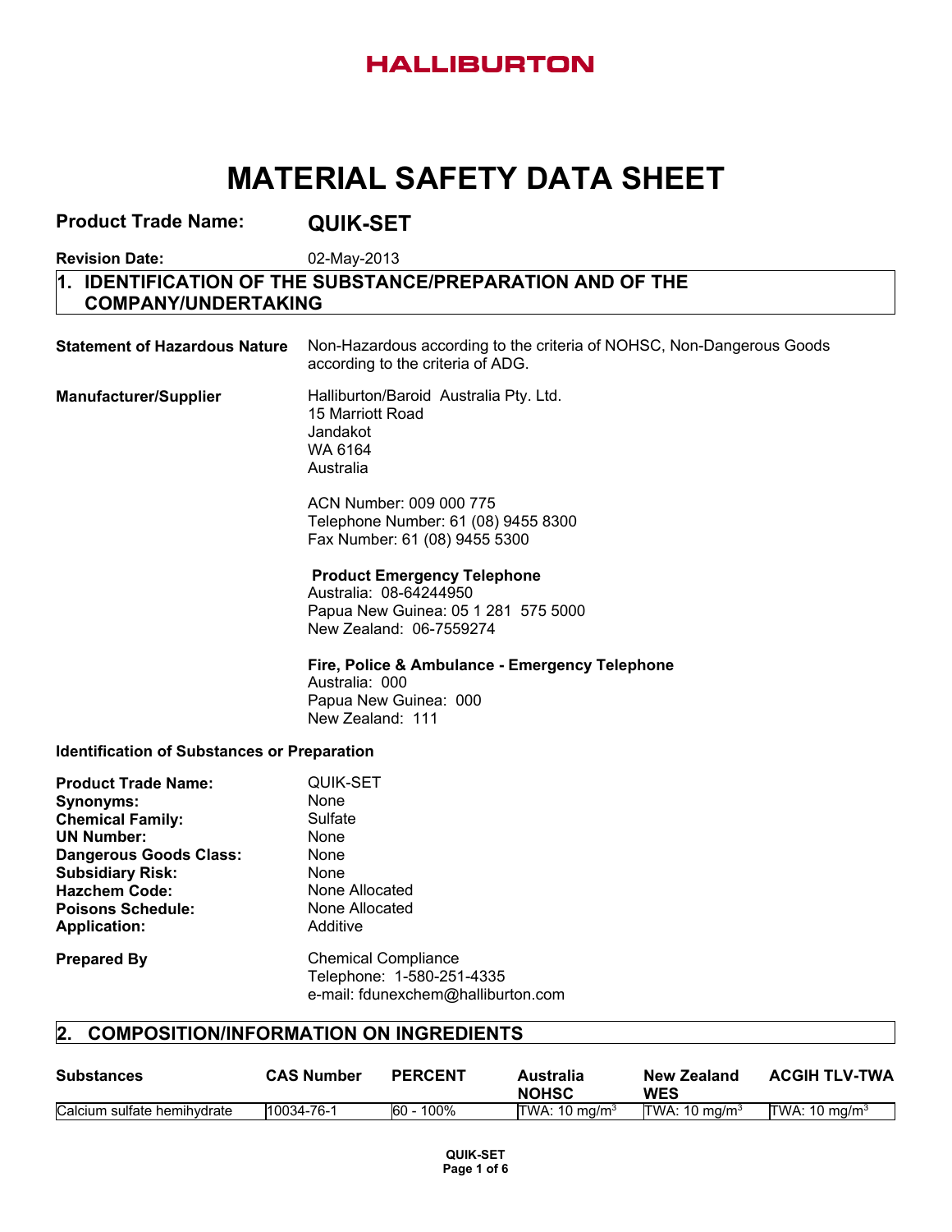HALLIBURTON

# MATERIAL SAFETY DATA SHEET

**Product Trade Name:** **QUIK-SET**

**Revision Date:** 02-May-2013

## 1. IDENTIFICATION OF THE SUBSTANCE/PREPARATION AND OF THE COMPANY/UNDERTAKING

**Statement of Hazardous Nature** Non-Hazardous according to the criteria of NOHSC, Non-Dangerous Goods according to the criteria of ADG.

**Manufacturer/Supplier**
Halliburton/Baroid Australia Pty. Ltd.
15 Marriott Road
Jandakot
WA 6164
Australia

ACN Number: 009 000 775
Telephone Number: 61 (08) 9455 8300
Fax Number: 61 (08) 9455 5300

**Product Emergency Telephone**
Australia: 08-64244950
Papua New Guinea: 05 1 281 575 5000
New Zealand: 06-7559274

**Fire, Police & Ambulance - Emergency Telephone**
Australia: 000
Papua New Guinea: 000
New Zealand: 111

**Identification of Substances or Preparation**

**Product Trade Name:** QUIK-SET
**Synonyms:** None
**Chemical Family:** Sulfate
**UN Number:** None
**Dangerous Goods Class:** None
**Subsidiary Risk:** None
**Hazchem Code:** None Allocated
**Poisons Schedule:** None Allocated
**Application:** Additive

**Prepared By**
Chemical Compliance
Telephone: 1-580-251-4335
e-mail: fdunexchem@halliburton.com

## 2. COMPOSITION/INFORMATION ON INGREDIENTS

| Substances | CAS Number | PERCENT | Australia NOHSC | New Zealand WES | ACGIH TLV-TWA |
|---|---|---|---|---|---|
| Calcium sulfate hemihydrate | 10034-76-1 | 60 - 100% | TWA: 10 mg/m$^3$ | TWA: 10 mg/m$^3$ | TWA: 10 mg/m$^3$ |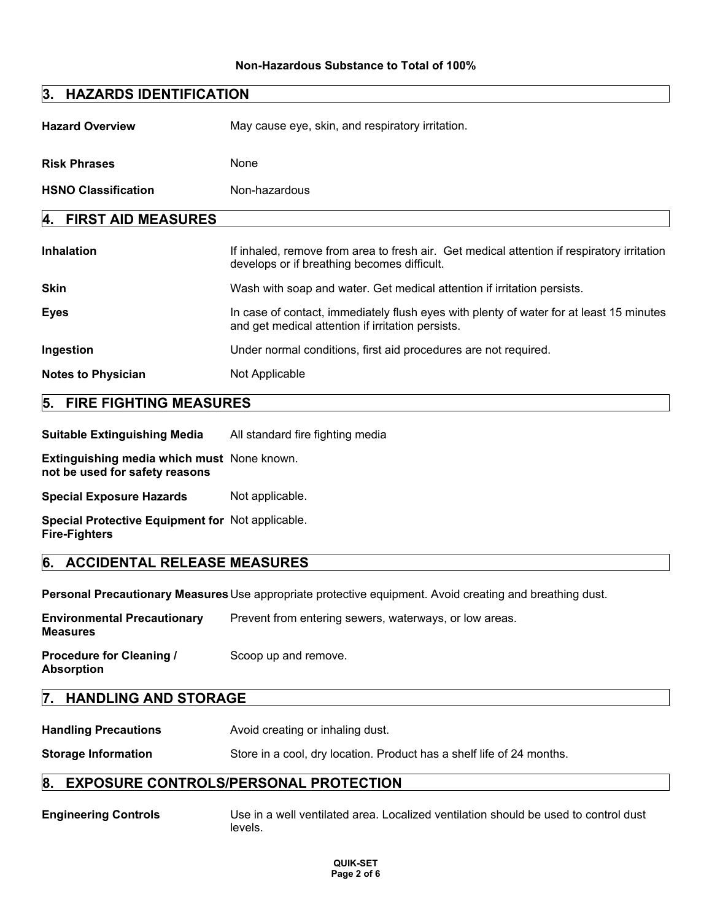**Non-Hazardous Substance to Total of 100%**

## 3. HAZARDS IDENTIFICATION

| | |
|---|---|
| **Hazard Overview** | May cause eye, skin, and respiratory irritation. |
| **Risk Phrases** | None |
| **HSNO Classification** | Non-hazardous |

## 4. FIRST AID MEASURES

| | |
|---|---|
| **Inhalation** | If inhaled, remove from area to fresh air. Get medical attention if respiratory irritation develops or if breathing becomes difficult. |
| **Skin** | Wash with soap and water. Get medical attention if irritation persists. |
| **Eyes** | In case of contact, immediately flush eyes with plenty of water for at least 15 minutes and get medical attention if irritation persists. |
| **Ingestion** | Under normal conditions, first aid procedures are not required. |
| **Notes to Physician** | Not Applicable |

## 5. FIRE FIGHTING MEASURES

| | |
|---|---|
| **Suitable Extinguishing Media** | All standard fire fighting media |
| **Extinguishing media which must not be used for safety reasons** | None known. |
| **Special Exposure Hazards** | Not applicable. |
| **Special Protective Equipment for Fire-Fighters** | Not applicable. |

## 6. ACCIDENTAL RELEASE MEASURES

| | |
|---|---|
| **Personal Precautionary Measures** | Use appropriate protective equipment. Avoid creating and breathing dust. |
| **Environmental Precautionary Measures** | Prevent from entering sewers, waterways, or low areas. |
| **Procedure for Cleaning / Absorption** | Scoop up and remove. |

## 7. HANDLING AND STORAGE

| | |
|---|---|
| **Handling Precautions** | Avoid creating or inhaling dust. |
| **Storage Information** | Store in a cool, dry location. Product has a shelf life of 24 months. |

## 8. EXPOSURE CONTROLS/PERSONAL PROTECTION

| | |
|---|---|
| **Engineering Controls** | Use in a well ventilated area. Localized ventilation should be used to control dust levels. |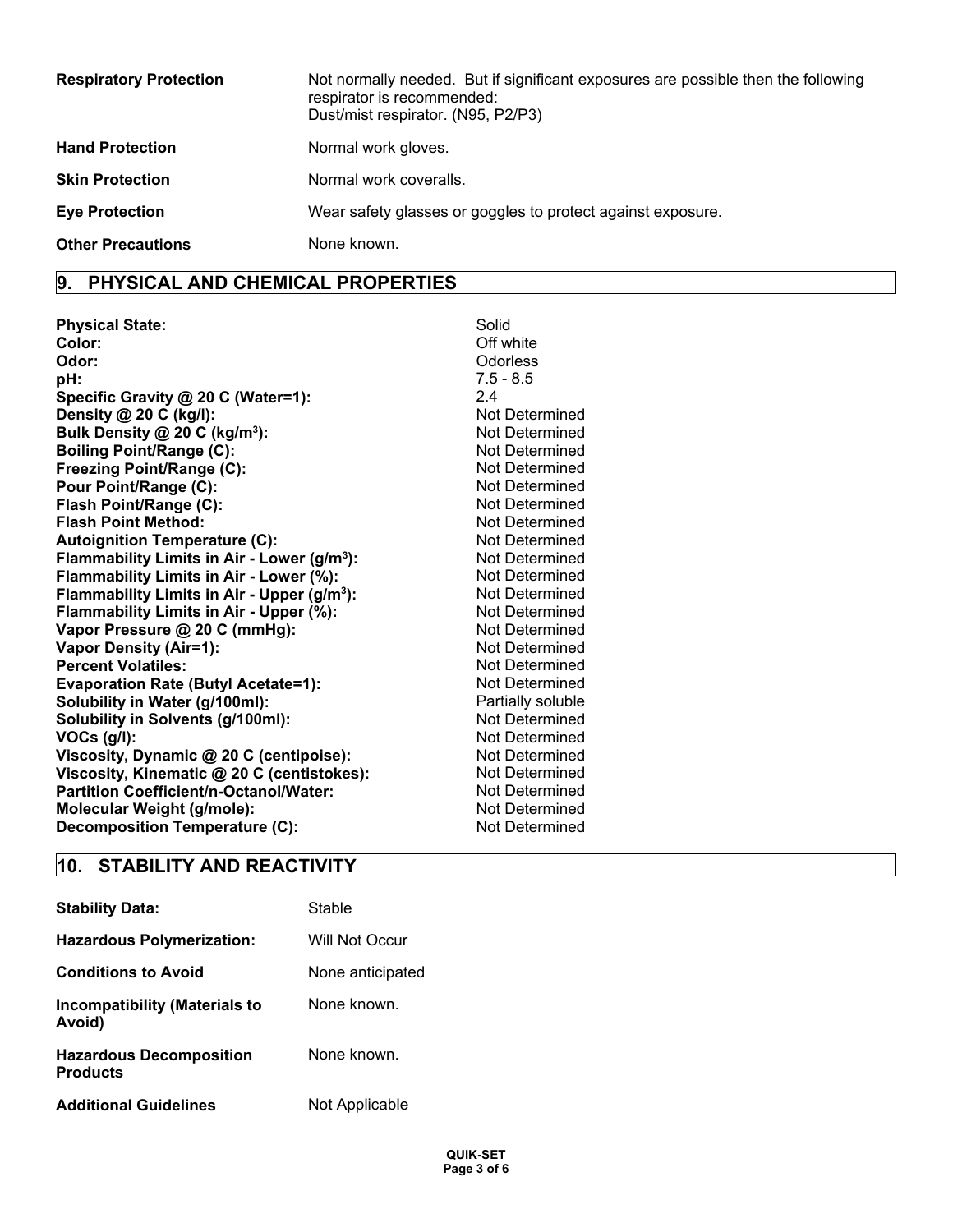| | |
|---|---|
| **Respiratory Protection** | Not normally needed. But if significant exposures are possible then the following respirator is recommended: Dust/mist respirator. (N95, P2/P3) |
| **Hand Protection** | Normal work gloves. |
| **Skin Protection** | Normal work coveralls. |
| **Eye Protection** | Wear safety glasses or goggles to protect against exposure. |
| **Other Precautions** | None known. |

## 9. PHYSICAL AND CHEMICAL PROPERTIES

| | |
|---|---|
| **Physical State:** | Solid |
| **Color:** | Off white |
| **Odor:** | Odorless |
| **pH:** | 7.5 - 8.5 |
| **Specific Gravity @ 20 C (Water=1):** | 2.4 |
| **Density @ 20 C (kg/l):** | Not Determined |
| **Bulk Density @ 20 C (kg/m$^3$):** | Not Determined |
| **Boiling Point/Range (C):** | Not Determined |
| **Freezing Point/Range (C):** | Not Determined |
| **Pour Point/Range (C):** | Not Determined |
| **Flash Point/Range (C):** | Not Determined |
| **Flash Point Method:** | Not Determined |
| **Autoignition Temperature (C):** | Not Determined |
| **Flammability Limits in Air - Lower (g/m$^3$):** | Not Determined |
| **Flammability Limits in Air - Lower (%):** | Not Determined |
| **Flammability Limits in Air - Upper (g/m$^3$):** | Not Determined |
| **Flammability Limits in Air - Upper (%):** | Not Determined |
| **Vapor Pressure @ 20 C (mmHg):** | Not Determined |
| **Vapor Density (Air=1):** | Not Determined |
| **Percent Volatiles:** | Not Determined |
| **Evaporation Rate (Butyl Acetate=1):** | Not Determined |
| **Solubility in Water (g/100ml):** | Partially soluble |
| **Solubility in Solvents (g/100ml):** | Not Determined |
| **VOCs (g/l):** | Not Determined |
| **Viscosity, Dynamic @ 20 C (centipoise):** | Not Determined |
| **Viscosity, Kinematic @ 20 C (centistokes):** | Not Determined |
| **Partition Coefficient/n-Octanol/Water:** | Not Determined |
| **Molecular Weight (g/mole):** | Not Determined |
| **Decomposition Temperature (C):** | Not Determined |

## 10. STABILITY AND REACTIVITY

| | |
|---|---|
| **Stability Data:** | Stable |
| **Hazardous Polymerization:** | Will Not Occur |
| **Conditions to Avoid** | None anticipated |
| **Incompatibility (Materials to Avoid)** | None known. |
| **Hazardous Decomposition Products** | None known. |
| **Additional Guidelines** | Not Applicable |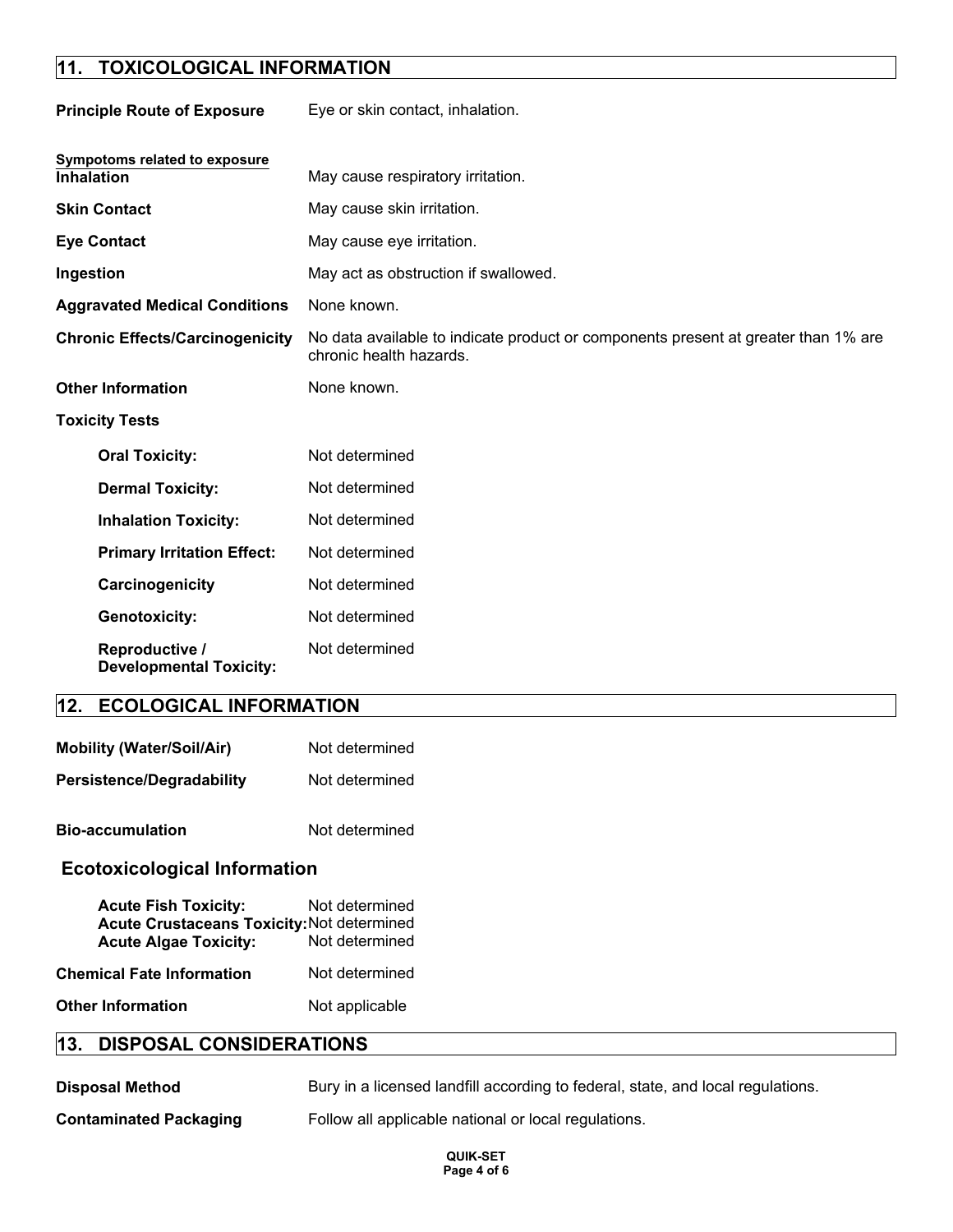## 11. TOXICOLOGICAL INFORMATION

**Principle Route of Exposure** Eye or skin contact, inhalation.

**Sympotoms related to exposure**

**Inhalation** May cause respiratory irritation.

**Skin Contact** May cause skin irritation.

**Eye Contact** May cause eye irritation.

**Ingestion** May act as obstruction if swallowed.

**Aggravated Medical Conditions** None known.

**Chronic Effects/Carcinogenicity** No data available to indicate product or components present at greater than 1% are chronic health hazards.

**Other Information** None known.

**Toxicity Tests**

- **Oral Toxicity:** Not determined
- **Dermal Toxicity:** Not determined
- **Inhalation Toxicity:** Not determined
- **Primary Irritation Effect:** Not determined
- **Carcinogenicity** Not determined
- **Genotoxicity:** Not determined
- **Reproductive / Developmental Toxicity:** Not determined

## 12. ECOLOGICAL INFORMATION

**Mobility (Water/Soil/Air)** Not determined

**Persistence/Degradability** Not determined

**Bio-accumulation** Not determined

### Ecotoxicological Information

- **Acute Fish Toxicity:** Not determined
- **Acute Crustaceans Toxicity:** Not determined
- **Acute Algae Toxicity:** Not determined

**Chemical Fate Information** Not determined

**Other Information** Not applicable

## 13. DISPOSAL CONSIDERATIONS

**Disposal Method** Bury in a licensed landfill according to federal, state, and local regulations.

**Contaminated Packaging** Follow all applicable national or local regulations.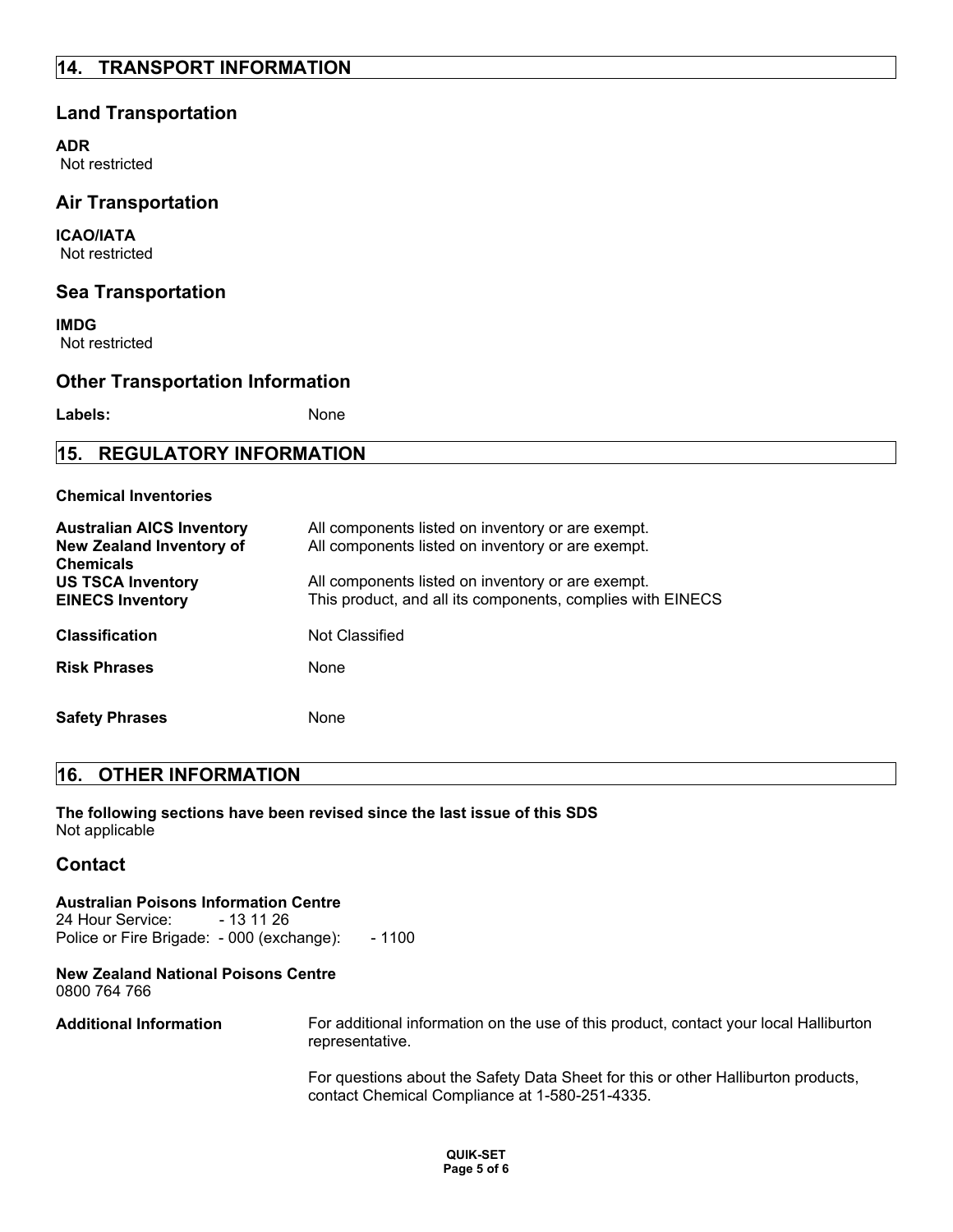## 14. TRANSPORT INFORMATION

### Land Transportation

**ADR**
Not restricted

### Air Transportation

**ICAO/IATA**
Not restricted

### Sea Transportation

**IMDG**
Not restricted

### Other Transportation Information

**Labels:** None

## 15. REGULATORY INFORMATION

**Chemical Inventories**

| | |
|---|---|
| **Australian AICS Inventory** | All components listed on inventory or are exempt. |
| **New Zealand Inventory of Chemicals** | All components listed on inventory or are exempt. |
| **US TSCA Inventory** | All components listed on inventory or are exempt. |
| **EINECS Inventory** | This product, and all its components, complies with EINECS |
| **Classification** | Not Classified |
| **Risk Phrases** | None |
| **Safety Phrases** | None |

## 16. OTHER INFORMATION

**The following sections have been revised since the last issue of this SDS**
Not applicable

### Contact

**Australian Poisons Information Centre**
24 Hour Service: - 13 11 26
Police or Fire Brigade: - 000 (exchange): - 1100

**New Zealand National Poisons Centre**
0800 764 766

**Additional Information**

For additional information on the use of this product, contact your local Halliburton representative.

For questions about the Safety Data Sheet for this or other Halliburton products, contact Chemical Compliance at 1-580-251-4335.

QUIK-SET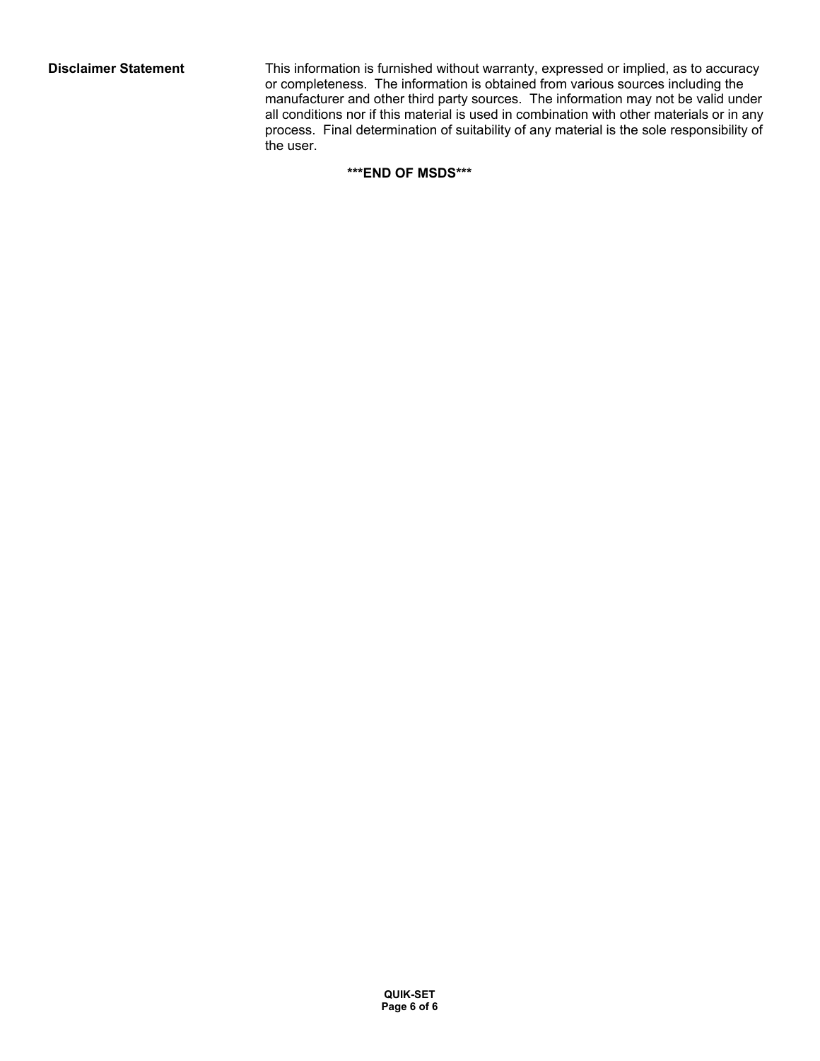**Disclaimer Statement**

This information is furnished without warranty, expressed or implied, as to accuracy or completeness. The information is obtained from various sources including the manufacturer and other third party sources. The information may not be valid under all conditions nor if this material is used in combination with other materials or in any process. Final determination of suitability of any material is the sole responsibility of the user.

**\*\*\*END OF MSDS\*\*\***